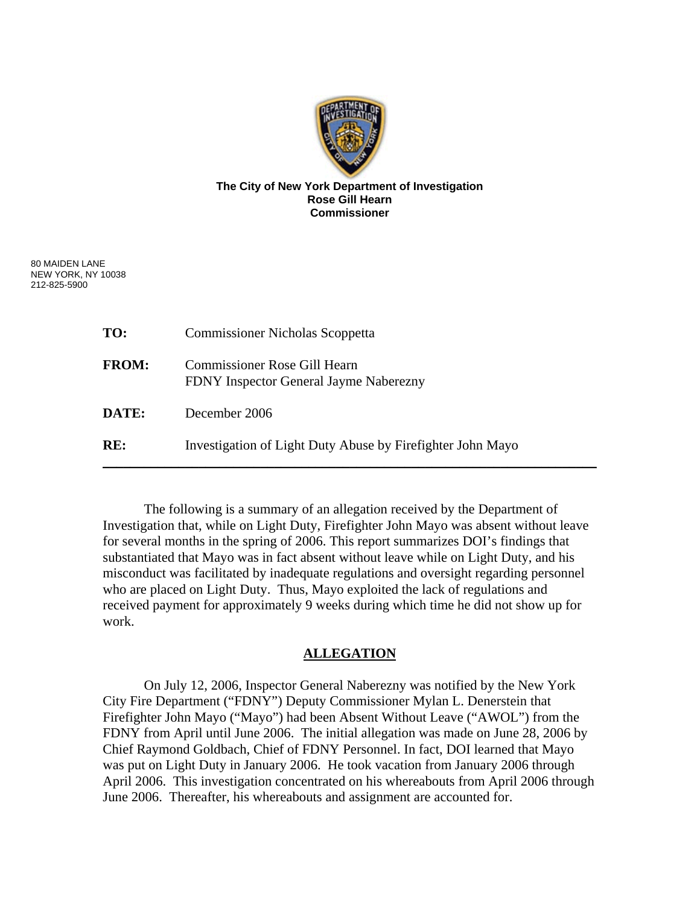**The City of New York Department of Investigation**
**Rose Gill Hearn**
**Commissioner**

80 MAIDEN LANE
NEW YORK, NY 10038
212-825-5900

**TO:** Commissioner Nicholas Scoppetta

**FROM:** Commissioner Rose Gill Hearn
FDNY Inspector General Jayme Naberezny

**DATE:** December 2006

**RE:** Investigation of Light Duty Abuse by Firefighter John Mayo

---

The following is a summary of an allegation received by the Department of Investigation that, while on Light Duty, Firefighter John Mayo was absent without leave for several months in the spring of 2006. This report summarizes DOI's findings that substantiated that Mayo was in fact absent without leave while on Light Duty, and his misconduct was facilitated by inadequate regulations and oversight regarding personnel who are placed on Light Duty. Thus, Mayo exploited the lack of regulations and received payment for approximately 9 weeks during which time he did not show up for work.

## ALLEGATION

On July 12, 2006, Inspector General Naberezny was notified by the New York City Fire Department ("FDNY") Deputy Commissioner Mylan L. Denerstein that Firefighter John Mayo ("Mayo") had been Absent Without Leave ("AWOL") from the FDNY from April until June 2006. The initial allegation was made on June 28, 2006 by Chief Raymond Goldbach, Chief of FDNY Personnel. In fact, DOI learned that Mayo was put on Light Duty in January 2006. He took vacation from January 2006 through April 2006. This investigation concentrated on his whereabouts from April 2006 through June 2006. Thereafter, his whereabouts and assignment are accounted for.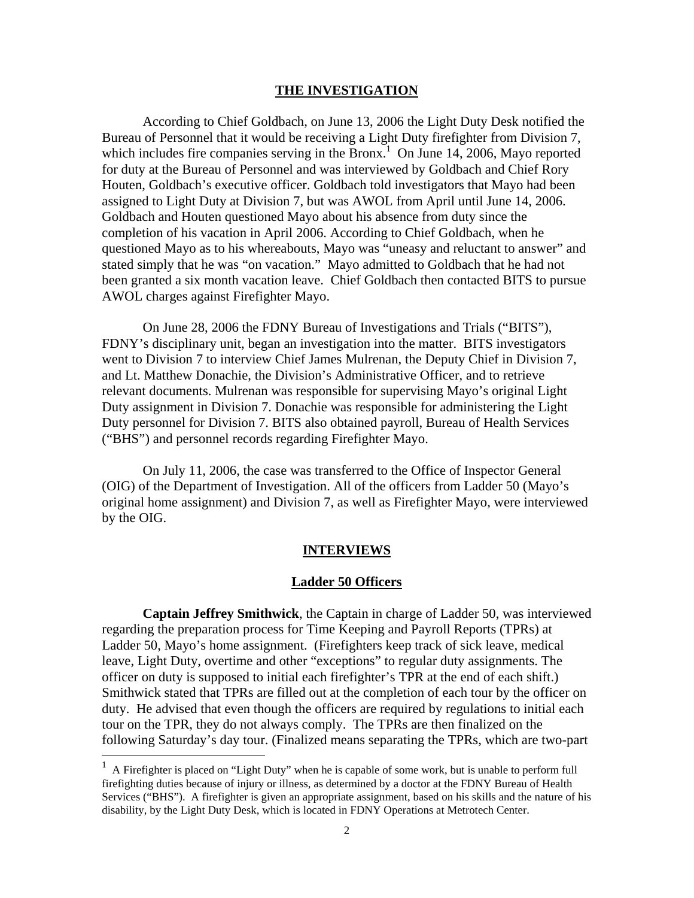## THE INVESTIGATION

According to Chief Goldbach, on June 13, 2006 the Light Duty Desk notified the Bureau of Personnel that it would be receiving a Light Duty firefighter from Division 7, which includes fire companies serving in the Bronx.[1] On June 14, 2006, Mayo reported for duty at the Bureau of Personnel and was interviewed by Goldbach and Chief Rory Houten, Goldbach's executive officer. Goldbach told investigators that Mayo had been assigned to Light Duty at Division 7, but was AWOL from April until June 14, 2006. Goldbach and Houten questioned Mayo about his absence from duty since the completion of his vacation in April 2006. According to Chief Goldbach, when he questioned Mayo as to his whereabouts, Mayo was "uneasy and reluctant to answer" and stated simply that he was "on vacation." Mayo admitted to Goldbach that he had not been granted a six month vacation leave. Chief Goldbach then contacted BITS to pursue AWOL charges against Firefighter Mayo.

On June 28, 2006 the FDNY Bureau of Investigations and Trials ("BITS"), FDNY's disciplinary unit, began an investigation into the matter. BITS investigators went to Division 7 to interview Chief James Mulrenan, the Deputy Chief in Division 7, and Lt. Matthew Donachie, the Division's Administrative Officer, and to retrieve relevant documents. Mulrenan was responsible for supervising Mayo's original Light Duty assignment in Division 7. Donachie was responsible for administering the Light Duty personnel for Division 7. BITS also obtained payroll, Bureau of Health Services ("BHS") and personnel records regarding Firefighter Mayo.

On July 11, 2006, the case was transferred to the Office of Inspector General (OIG) of the Department of Investigation. All of the officers from Ladder 50 (Mayo's original home assignment) and Division 7, as well as Firefighter Mayo, were interviewed by the OIG.

## INTERVIEWS

### Ladder 50 Officers

**Captain Jeffrey Smithwick**, the Captain in charge of Ladder 50, was interviewed regarding the preparation process for Time Keeping and Payroll Reports (TPRs) at Ladder 50, Mayo's home assignment. (Firefighters keep track of sick leave, medical leave, Light Duty, overtime and other "exceptions" to regular duty assignments. The officer on duty is supposed to initial each firefighter's TPR at the end of each shift.) Smithwick stated that TPRs are filled out at the completion of each tour by the officer on duty. He advised that even though the officers are required by regulations to initial each tour on the TPR, they do not always comply. The TPRs are then finalized on the following Saturday's day tour. (Finalized means separating the TPRs, which are two-part

[1] A Firefighter is placed on "Light Duty" when he is capable of some work, but is unable to perform full firefighting duties because of injury or illness, as determined by a doctor at the FDNY Bureau of Health Services ("BHS"). A firefighter is given an appropriate assignment, based on his skills and the nature of his disability, by the Light Duty Desk, which is located in FDNY Operations at Metrotech Center.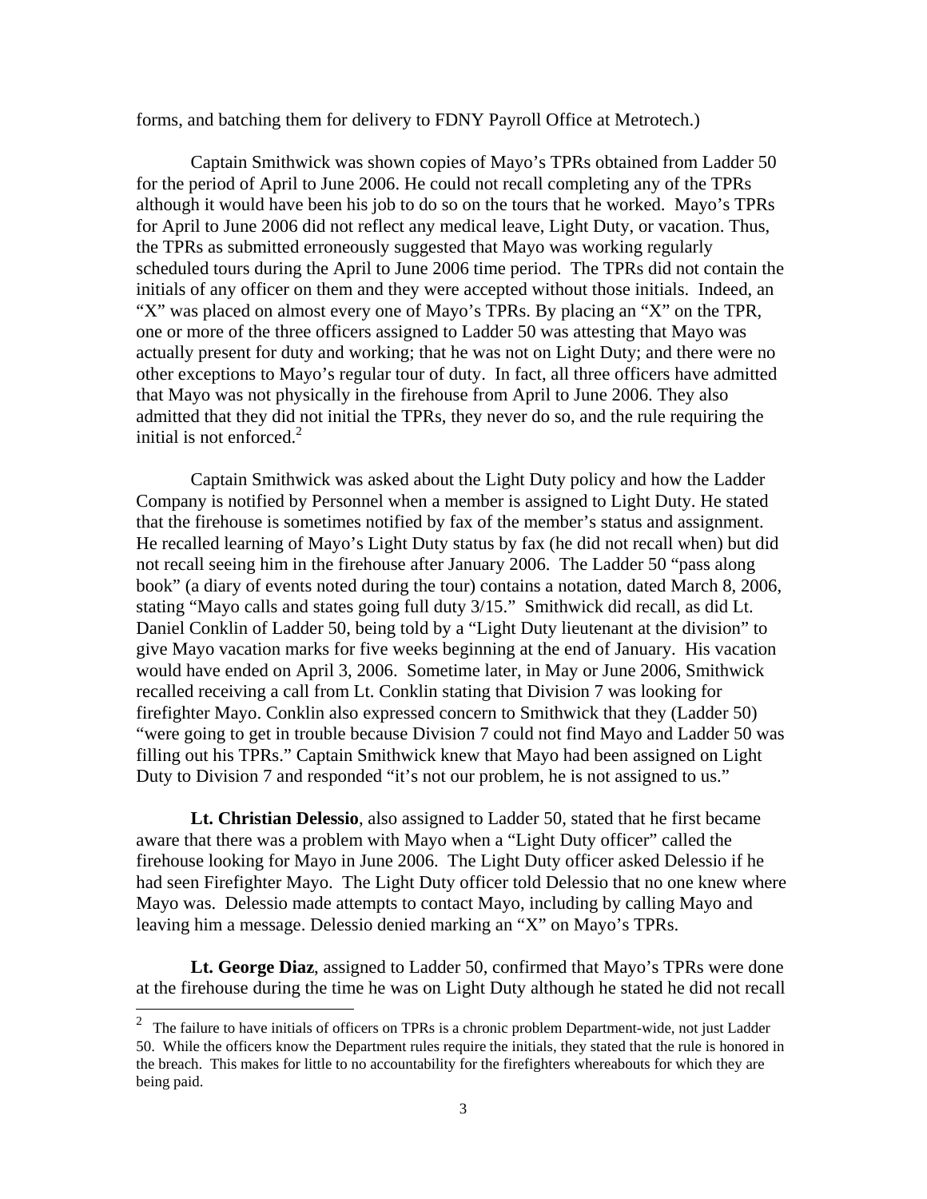forms, and batching them for delivery to FDNY Payroll Office at Metrotech.)

Captain Smithwick was shown copies of Mayo's TPRs obtained from Ladder 50 for the period of April to June 2006. He could not recall completing any of the TPRs although it would have been his job to do so on the tours that he worked. Mayo's TPRs for April to June 2006 did not reflect any medical leave, Light Duty, or vacation. Thus, the TPRs as submitted erroneously suggested that Mayo was working regularly scheduled tours during the April to June 2006 time period. The TPRs did not contain the initials of any officer on them and they were accepted without those initials. Indeed, an "X" was placed on almost every one of Mayo's TPRs. By placing an "X" on the TPR, one or more of the three officers assigned to Ladder 50 was attesting that Mayo was actually present for duty and working; that he was not on Light Duty; and there were no other exceptions to Mayo's regular tour of duty. In fact, all three officers have admitted that Mayo was not physically in the firehouse from April to June 2006. They also admitted that they did not initial the TPRs, they never do so, and the rule requiring the initial is not enforced.[2]

Captain Smithwick was asked about the Light Duty policy and how the Ladder Company is notified by Personnel when a member is assigned to Light Duty. He stated that the firehouse is sometimes notified by fax of the member's status and assignment. He recalled learning of Mayo's Light Duty status by fax (he did not recall when) but did not recall seeing him in the firehouse after January 2006. The Ladder 50 "pass along book" (a diary of events noted during the tour) contains a notation, dated March 8, 2006, stating "Mayo calls and states going full duty 3/15." Smithwick did recall, as did Lt. Daniel Conklin of Ladder 50, being told by a "Light Duty lieutenant at the division" to give Mayo vacation marks for five weeks beginning at the end of January. His vacation would have ended on April 3, 2006. Sometime later, in May or June 2006, Smithwick recalled receiving a call from Lt. Conklin stating that Division 7 was looking for firefighter Mayo. Conklin also expressed concern to Smithwick that they (Ladder 50) "were going to get in trouble because Division 7 could not find Mayo and Ladder 50 was filling out his TPRs." Captain Smithwick knew that Mayo had been assigned on Light Duty to Division 7 and responded "it's not our problem, he is not assigned to us."

**Lt. Christian Delessio**, also assigned to Ladder 50, stated that he first became aware that there was a problem with Mayo when a "Light Duty officer" called the firehouse looking for Mayo in June 2006. The Light Duty officer asked Delessio if he had seen Firefighter Mayo. The Light Duty officer told Delessio that no one knew where Mayo was. Delessio made attempts to contact Mayo, including by calling Mayo and leaving him a message. Delessio denied marking an "X" on Mayo's TPRs.

**Lt. George Diaz**, assigned to Ladder 50, confirmed that Mayo's TPRs were done at the firehouse during the time he was on Light Duty although he stated he did not recall

---

[2] The failure to have initials of officers on TPRs is a chronic problem Department-wide, not just Ladder 50. While the officers know the Department rules require the initials, they stated that the rule is honored in the breach. This makes for little to no accountability for the firefighters whereabouts for which they are being paid.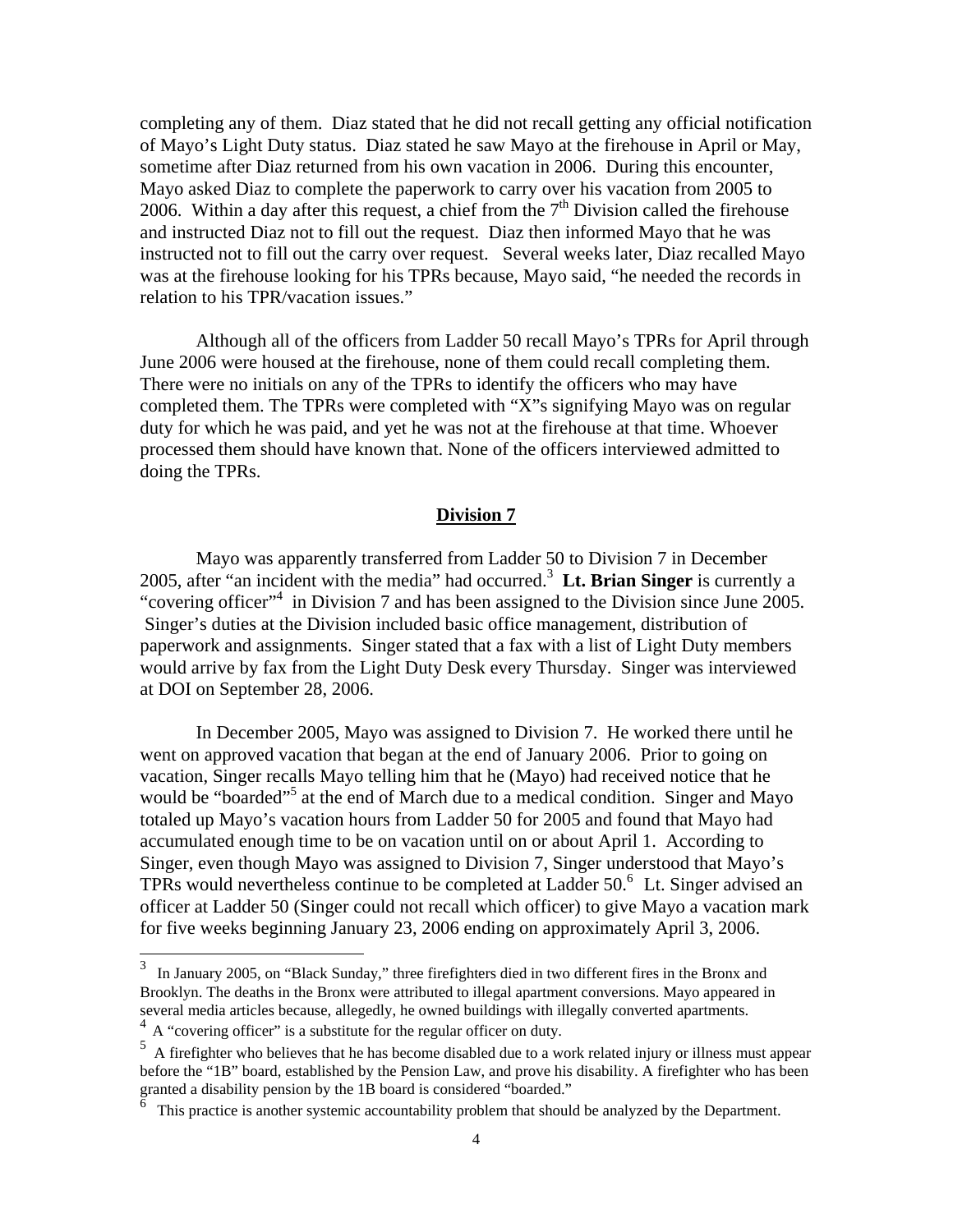completing any of them. Diaz stated that he did not recall getting any official notification of Mayo's Light Duty status. Diaz stated he saw Mayo at the firehouse in April or May, sometime after Diaz returned from his own vacation in 2006. During this encounter, Mayo asked Diaz to complete the paperwork to carry over his vacation from 2005 to 2006. Within a day after this request, a chief from the 7th Division called the firehouse and instructed Diaz not to fill out the request. Diaz then informed Mayo that he was instructed not to fill out the carry over request. Several weeks later, Diaz recalled Mayo was at the firehouse looking for his TPRs because, Mayo said, "he needed the records in relation to his TPR/vacation issues."

Although all of the officers from Ladder 50 recall Mayo's TPRs for April through June 2006 were housed at the firehouse, none of them could recall completing them. There were no initials on any of the TPRs to identify the officers who may have completed them. The TPRs were completed with "X"s signifying Mayo was on regular duty for which he was paid, and yet he was not at the firehouse at that time. Whoever processed them should have known that. None of the officers interviewed admitted to doing the TPRs.

## Division 7

Mayo was apparently transferred from Ladder 50 to Division 7 in December 2005, after "an incident with the media" had occurred.[3] **Lt. Brian Singer** is currently a "covering officer"[4] in Division 7 and has been assigned to the Division since June 2005. Singer's duties at the Division included basic office management, distribution of paperwork and assignments. Singer stated that a fax with a list of Light Duty members would arrive by fax from the Light Duty Desk every Thursday. Singer was interviewed at DOI on September 28, 2006.

In December 2005, Mayo was assigned to Division 7. He worked there until he went on approved vacation that began at the end of January 2006. Prior to going on vacation, Singer recalls Mayo telling him that he (Mayo) had received notice that he would be "boarded"[5] at the end of March due to a medical condition. Singer and Mayo totaled up Mayo's vacation hours from Ladder 50 for 2005 and found that Mayo had accumulated enough time to be on vacation until on or about April 1. According to Singer, even though Mayo was assigned to Division 7, Singer understood that Mayo's TPRs would nevertheless continue to be completed at Ladder 50.[6] Lt. Singer advised an officer at Ladder 50 (Singer could not recall which officer) to give Mayo a vacation mark for five weeks beginning January 23, 2006 ending on approximately April 3, 2006.

---

[3] In January 2005, on "Black Sunday," three firefighters died in two different fires in the Bronx and Brooklyn. The deaths in the Bronx were attributed to illegal apartment conversions. Mayo appeared in several media articles because, allegedly, he owned buildings with illegally converted apartments.

[4] A "covering officer" is a substitute for the regular officer on duty.

[5] A firefighter who believes that he has become disabled due to a work related injury or illness must appear before the "1B" board, established by the Pension Law, and prove his disability. A firefighter who has been granted a disability pension by the 1B board is considered "boarded."

[6] This practice is another systemic accountability problem that should be analyzed by the Department.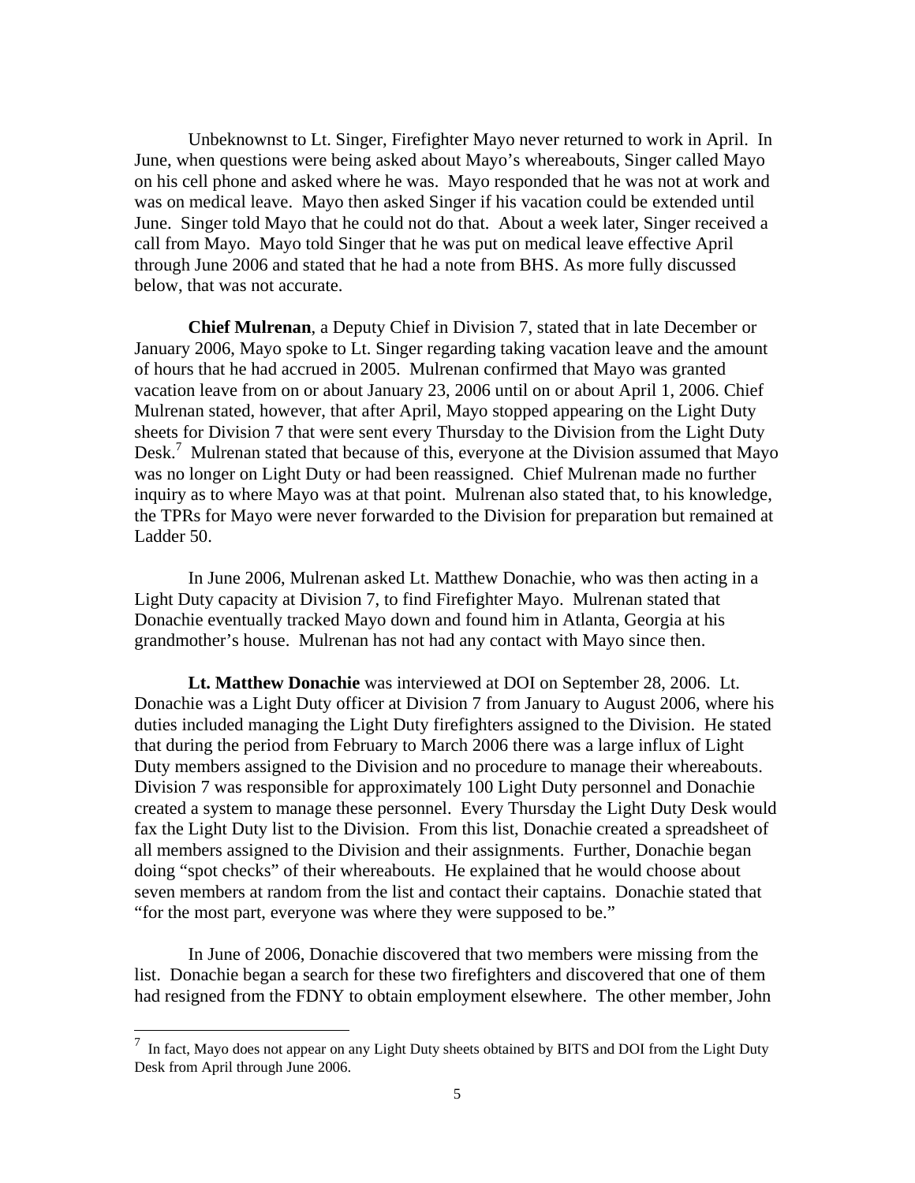Unbeknownst to Lt. Singer, Firefighter Mayo never returned to work in April. In June, when questions were being asked about Mayo's whereabouts, Singer called Mayo on his cell phone and asked where he was. Mayo responded that he was not at work and was on medical leave. Mayo then asked Singer if his vacation could be extended until June. Singer told Mayo that he could not do that. About a week later, Singer received a call from Mayo. Mayo told Singer that he was put on medical leave effective April through June 2006 and stated that he had a note from BHS. As more fully discussed below, that was not accurate.

**Chief Mulrenan**, a Deputy Chief in Division 7, stated that in late December or January 2006, Mayo spoke to Lt. Singer regarding taking vacation leave and the amount of hours that he had accrued in 2005. Mulrenan confirmed that Mayo was granted vacation leave from on or about January 23, 2006 until on or about April 1, 2006. Chief Mulrenan stated, however, that after April, Mayo stopped appearing on the Light Duty sheets for Division 7 that were sent every Thursday to the Division from the Light Duty Desk.[7] Mulrenan stated that because of this, everyone at the Division assumed that Mayo was no longer on Light Duty or had been reassigned. Chief Mulrenan made no further inquiry as to where Mayo was at that point. Mulrenan also stated that, to his knowledge, the TPRs for Mayo were never forwarded to the Division for preparation but remained at Ladder 50.

In June 2006, Mulrenan asked Lt. Matthew Donachie, who was then acting in a Light Duty capacity at Division 7, to find Firefighter Mayo. Mulrenan stated that Donachie eventually tracked Mayo down and found him in Atlanta, Georgia at his grandmother's house. Mulrenan has not had any contact with Mayo since then.

**Lt. Matthew Donachie** was interviewed at DOI on September 28, 2006. Lt. Donachie was a Light Duty officer at Division 7 from January to August 2006, where his duties included managing the Light Duty firefighters assigned to the Division. He stated that during the period from February to March 2006 there was a large influx of Light Duty members assigned to the Division and no procedure to manage their whereabouts. Division 7 was responsible for approximately 100 Light Duty personnel and Donachie created a system to manage these personnel. Every Thursday the Light Duty Desk would fax the Light Duty list to the Division. From this list, Donachie created a spreadsheet of all members assigned to the Division and their assignments. Further, Donachie began doing "spot checks" of their whereabouts. He explained that he would choose about seven members at random from the list and contact their captains. Donachie stated that "for the most part, everyone was where they were supposed to be."

In June of 2006, Donachie discovered that two members were missing from the list. Donachie began a search for these two firefighters and discovered that one of them had resigned from the FDNY to obtain employment elsewhere. The other member, John

---

[7] In fact, Mayo does not appear on any Light Duty sheets obtained by BITS and DOI from the Light Duty Desk from April through June 2006.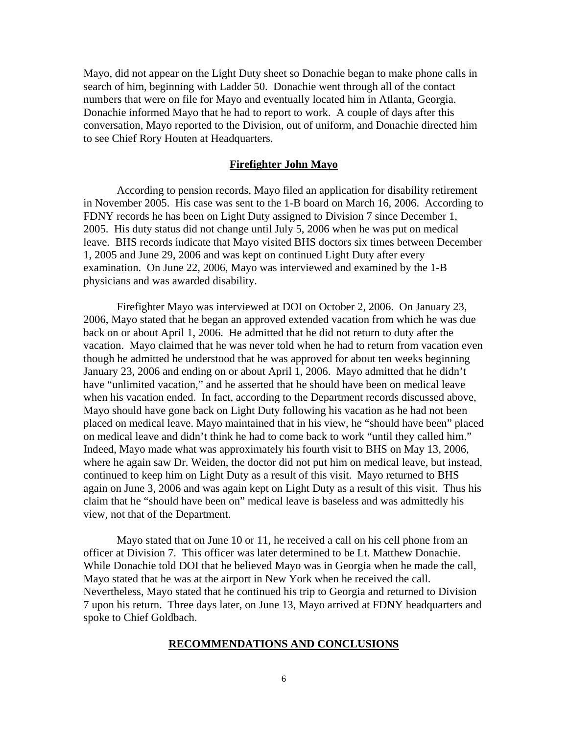Mayo, did not appear on the Light Duty sheet so Donachie began to make phone calls in search of him, beginning with Ladder 50. Donachie went through all of the contact numbers that were on file for Mayo and eventually located him in Atlanta, Georgia. Donachie informed Mayo that he had to report to work. A couple of days after this conversation, Mayo reported to the Division, out of uniform, and Donachie directed him to see Chief Rory Houten at Headquarters.

## **Firefighter John Mayo**

According to pension records, Mayo filed an application for disability retirement in November 2005. His case was sent to the 1-B board on March 16, 2006. According to FDNY records he has been on Light Duty assigned to Division 7 since December 1, 2005. His duty status did not change until July 5, 2006 when he was put on medical leave. BHS records indicate that Mayo visited BHS doctors six times between December 1, 2005 and June 29, 2006 and was kept on continued Light Duty after every examination. On June 22, 2006, Mayo was interviewed and examined by the 1-B physicians and was awarded disability.

Firefighter Mayo was interviewed at DOI on October 2, 2006. On January 23, 2006, Mayo stated that he began an approved extended vacation from which he was due back on or about April 1, 2006. He admitted that he did not return to duty after the vacation. Mayo claimed that he was never told when he had to return from vacation even though he admitted he understood that he was approved for about ten weeks beginning January 23, 2006 and ending on or about April 1, 2006. Mayo admitted that he didn't have "unlimited vacation," and he asserted that he should have been on medical leave when his vacation ended. In fact, according to the Department records discussed above, Mayo should have gone back on Light Duty following his vacation as he had not been placed on medical leave. Mayo maintained that in his view, he "should have been" placed on medical leave and didn't think he had to come back to work "until they called him." Indeed, Mayo made what was approximately his fourth visit to BHS on May 13, 2006, where he again saw Dr. Weiden, the doctor did not put him on medical leave, but instead, continued to keep him on Light Duty as a result of this visit. Mayo returned to BHS again on June 3, 2006 and was again kept on Light Duty as a result of this visit. Thus his claim that he "should have been on" medical leave is baseless and was admittedly his view, not that of the Department.

Mayo stated that on June 10 or 11, he received a call on his cell phone from an officer at Division 7. This officer was later determined to be Lt. Matthew Donachie. While Donachie told DOI that he believed Mayo was in Georgia when he made the call, Mayo stated that he was at the airport in New York when he received the call. Nevertheless, Mayo stated that he continued his trip to Georgia and returned to Division 7 upon his return. Three days later, on June 13, Mayo arrived at FDNY headquarters and spoke to Chief Goldbach.

## **RECOMMENDATIONS AND CONCLUSIONS**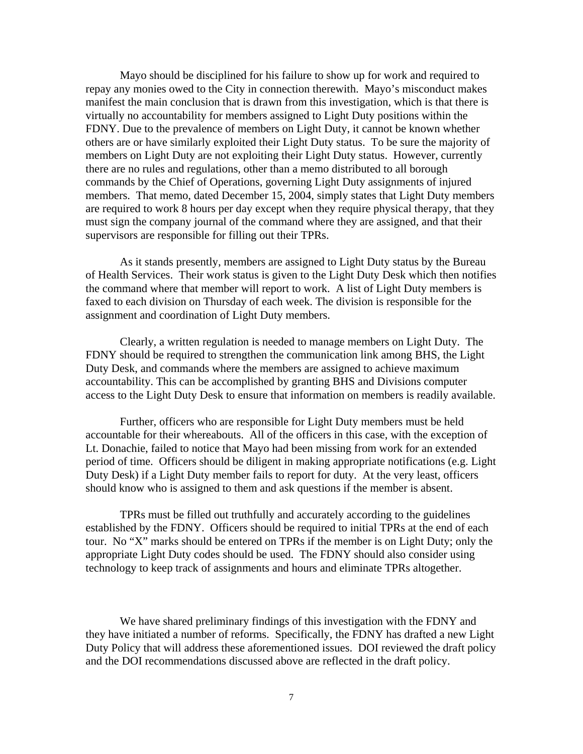Mayo should be disciplined for his failure to show up for work and required to repay any monies owed to the City in connection therewith. Mayo's misconduct makes manifest the main conclusion that is drawn from this investigation, which is that there is virtually no accountability for members assigned to Light Duty positions within the FDNY. Due to the prevalence of members on Light Duty, it cannot be known whether others are or have similarly exploited their Light Duty status. To be sure the majority of members on Light Duty are not exploiting their Light Duty status. However, currently there are no rules and regulations, other than a memo distributed to all borough commands by the Chief of Operations, governing Light Duty assignments of injured members. That memo, dated December 15, 2004, simply states that Light Duty members are required to work 8 hours per day except when they require physical therapy, that they must sign the company journal of the command where they are assigned, and that their supervisors are responsible for filling out their TPRs.

As it stands presently, members are assigned to Light Duty status by the Bureau of Health Services. Their work status is given to the Light Duty Desk which then notifies the command where that member will report to work. A list of Light Duty members is faxed to each division on Thursday of each week. The division is responsible for the assignment and coordination of Light Duty members.

Clearly, a written regulation is needed to manage members on Light Duty. The FDNY should be required to strengthen the communication link among BHS, the Light Duty Desk, and commands where the members are assigned to achieve maximum accountability. This can be accomplished by granting BHS and Divisions computer access to the Light Duty Desk to ensure that information on members is readily available.

Further, officers who are responsible for Light Duty members must be held accountable for their whereabouts. All of the officers in this case, with the exception of Lt. Donachie, failed to notice that Mayo had been missing from work for an extended period of time. Officers should be diligent in making appropriate notifications (e.g. Light Duty Desk) if a Light Duty member fails to report for duty. At the very least, officers should know who is assigned to them and ask questions if the member is absent.

TPRs must be filled out truthfully and accurately according to the guidelines established by the FDNY. Officers should be required to initial TPRs at the end of each tour. No "X" marks should be entered on TPRs if the member is on Light Duty; only the appropriate Light Duty codes should be used. The FDNY should also consider using technology to keep track of assignments and hours and eliminate TPRs altogether.

We have shared preliminary findings of this investigation with the FDNY and they have initiated a number of reforms. Specifically, the FDNY has drafted a new Light Duty Policy that will address these aforementioned issues. DOI reviewed the draft policy and the DOI recommendations discussed above are reflected in the draft policy.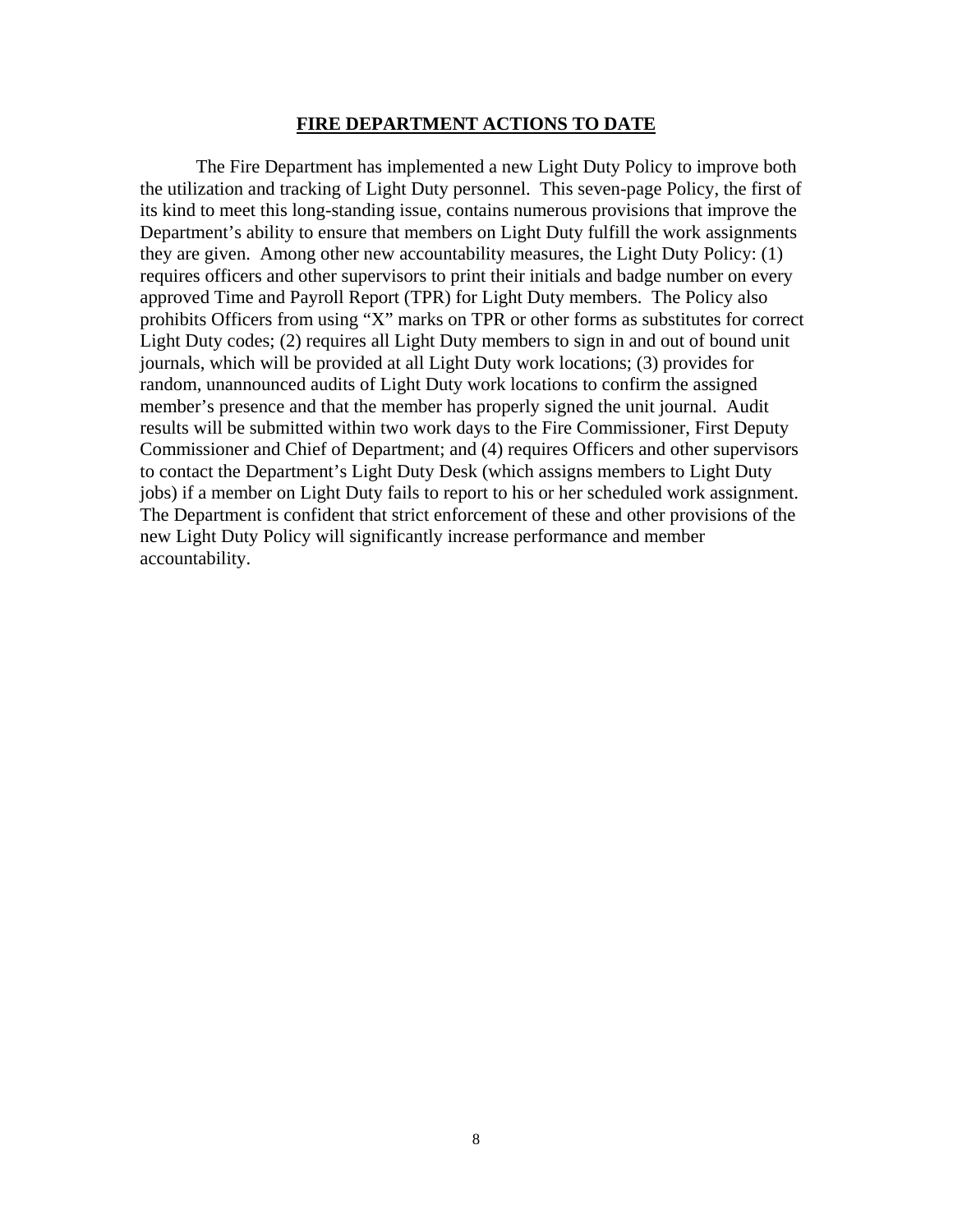## FIRE DEPARTMENT ACTIONS TO DATE

The Fire Department has implemented a new Light Duty Policy to improve both the utilization and tracking of Light Duty personnel. This seven-page Policy, the first of its kind to meet this long-standing issue, contains numerous provisions that improve the Department's ability to ensure that members on Light Duty fulfill the work assignments they are given. Among other new accountability measures, the Light Duty Policy: (1) requires officers and other supervisors to print their initials and badge number on every approved Time and Payroll Report (TPR) for Light Duty members. The Policy also prohibits Officers from using "X" marks on TPR or other forms as substitutes for correct Light Duty codes; (2) requires all Light Duty members to sign in and out of bound unit journals, which will be provided at all Light Duty work locations; (3) provides for random, unannounced audits of Light Duty work locations to confirm the assigned member's presence and that the member has properly signed the unit journal. Audit results will be submitted within two work days to the Fire Commissioner, First Deputy Commissioner and Chief of Department; and (4) requires Officers and other supervisors to contact the Department's Light Duty Desk (which assigns members to Light Duty jobs) if a member on Light Duty fails to report to his or her scheduled work assignment. The Department is confident that strict enforcement of these and other provisions of the new Light Duty Policy will significantly increase performance and member accountability.